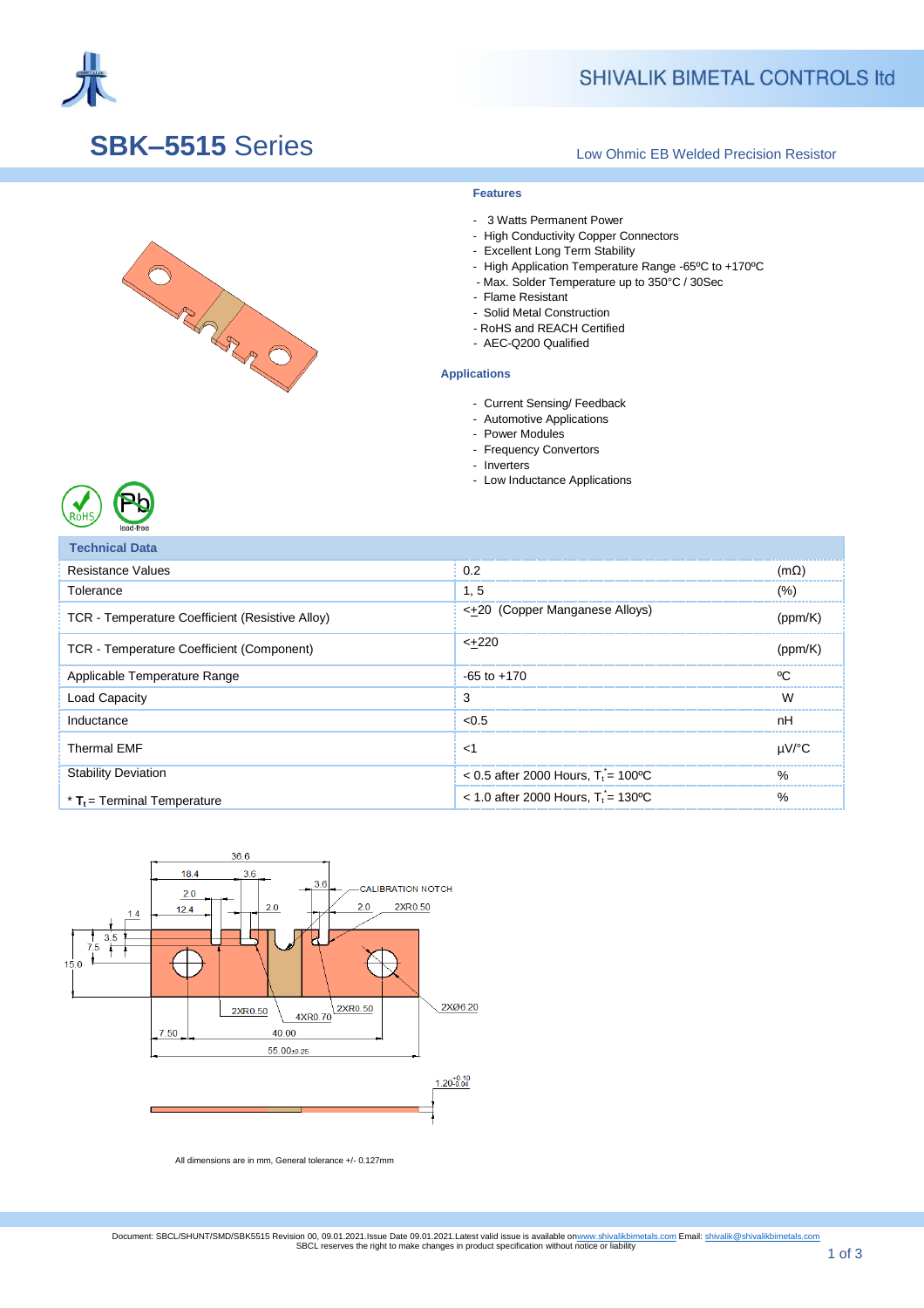# SBK–5515 Series

Low Ohmic EB Welded Precision Resistor

### Features

- 3 Watts Permanent Power
- High Conductivity Copper Connectors
- Excellent Long Term Stability
- High Application Temperature Range -65ºC to +170ºC
- Max. Solder Temperature up to 350°C / 30Sec
- Flame Resistant
- Solid Metal Construction
- RoHS and REACH Certified
- AEC-Q200 Qualified

### Applications

- Current Sensing/ Feedback
- Automotive Applications
- Power Modules
- Frequency Convertors
- Inverters
- Low Inductance Applications

RoHS

Pb lead-free

| Technical Data | | |
|---|---|---|
| Resistance Values | 0.2 | (mΩ) |
| Tolerance | 1, 5 | (%) |
| TCR - Temperature Coefficient (Resistive Alloy) | <±20 (Copper Manganese Alloys) | (ppm/K) |
| TCR - Temperature Coefficient (Component) | <±220 | (ppm/K) |
| Applicable Temperature Range | -65 to +170 | ºC |
| Load Capacity | 3 | W |
| Inductance | <0.5 | nH |
| Thermal EMF | <1 | µV/°C |
| Stability Deviation | < 0.5 after 2000 Hours, $T_t^*$ = 100ºC | % |
| * $T_t$ = Terminal Temperature | < 1.0 after 2000 Hours, $T_t^*$ = 130ºC | % |

36.6
18.4
3.6
3.6
CALIBRATION NOTCH
2.0
12.4
2.0
2.0
2XR0.50
1.4
3.5
7.5
15.0
2XR0.50
4XR0.70
2XR0.50
2XØ6.20
7.50
40.00
55.00±0.25
1.20 +0.10 -0.04

All dimensions are in mm, General tolerance +/- 0.127mm

Document: SBCL/SHUNT/SMD/SBK5515 Revision 00, 09.01.2021.Issue Date 09.01.2021.Latest valid issue is available on www.shivalikbimetals.com Email: shivalik@shivalikbimetals.com
SBCL reserves the right to make changes in product specification without notice or liability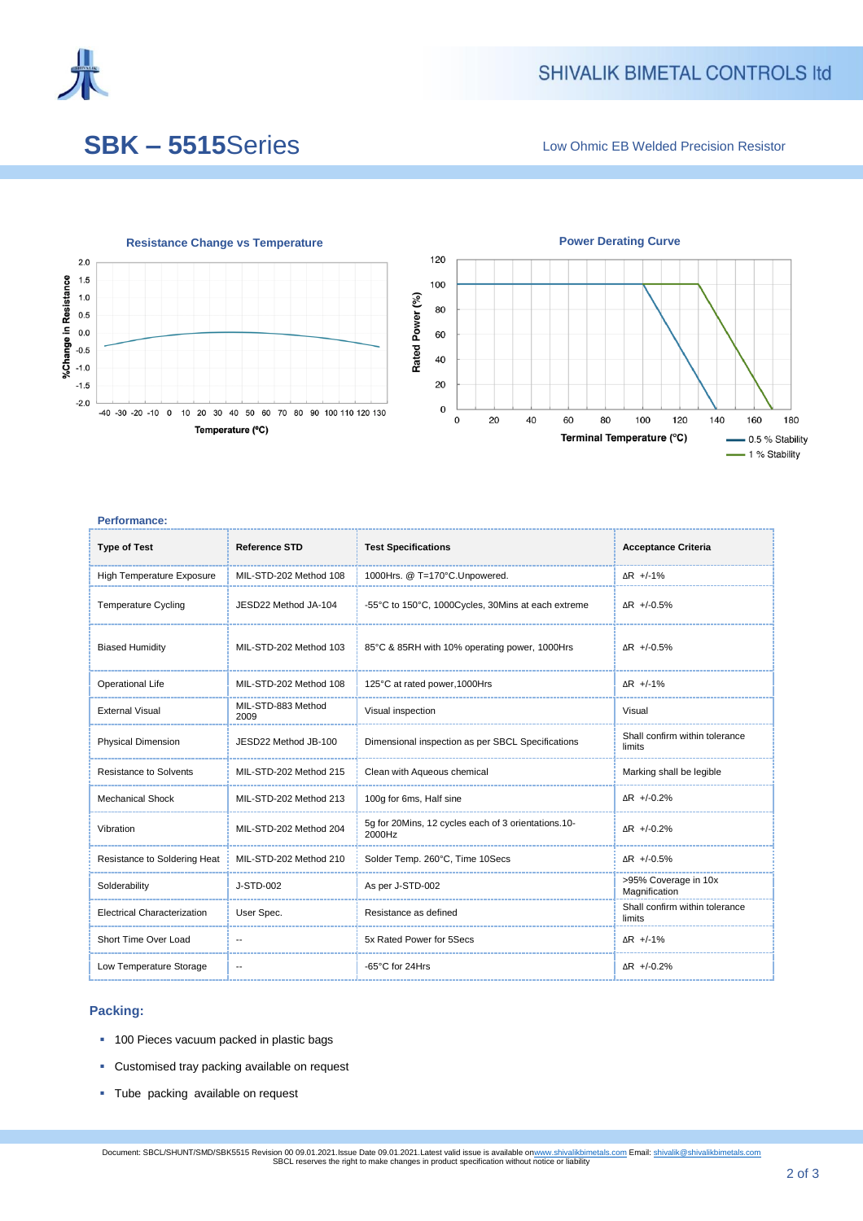# SBK – 5515Series

Low Ohmic EB Welded Precision Resistor

**Resistance Change vs Temperature**

%Change in Resistance

2.0
1.5
1.0
0.5
0.0
-0.5
-1.0
-1.5
-2.0

-40 -30 -20 -10 0 10 20 30 40 50 60 70 80 90 100 110 120 130

Temperature (ºC)

**Power Derating Curve**

Rated Power (%)

120
100
80
60
40
20
0

0 20 40 60 80 100 120 140 160 180

Terminal Temperature (ºC)

0.5 % Stability
1 % Stability

**Performance:**

| Type of Test | Reference STD | Test Specifications | Acceptance Criteria |
| --- | --- | --- | --- |
| High Temperature Exposure | MIL-STD-202 Method 108 | 1000Hrs. @ T=170°C.Unpowered. | ΔR +/-1% |
| Temperature Cycling | JESD22 Method JA-104 | -55°C to 150°C, 1000Cycles, 30Mins at each extreme | ΔR +/-0.5% |
| Biased Humidity | MIL-STD-202 Method 103 | 85°C & 85RH with 10% operating power, 1000Hrs | ΔR +/-0.5% |
| Operational Life | MIL-STD-202 Method 108 | 125°C at rated power,1000Hrs | ΔR +/-1% |
| External Visual | MIL-STD-883 Method 2009 | Visual inspection | Visual |
| Physical Dimension | JESD22 Method JB-100 | Dimensional inspection as per SBCL Specifications | Shall confirm within tolerance limits |
| Resistance to Solvents | MIL-STD-202 Method 215 | Clean with Aqueous chemical | Marking shall be legible |
| Mechanical Shock | MIL-STD-202 Method 213 | 100g for 6ms, Half sine | ΔR +/-0.2% |
| Vibration | MIL-STD-202 Method 204 | 5g for 20Mins, 12 cycles each of 3 orientations.10-2000Hz | ΔR +/-0.2% |
| Resistance to Soldering Heat | MIL-STD-202 Method 210 | Solder Temp. 260°C, Time 10Secs | ΔR +/-0.5% |
| Solderability | J-STD-002 | As per J-STD-002 | >95% Coverage in 10x Magnification |
| Electrical Characterization | User Spec. | Resistance as defined | Shall confirm within tolerance limits |
| Short Time Over Load | -- | 5x Rated Power for 5Secs | ΔR +/-1% |
| Low Temperature Storage | -- | -65°C for 24Hrs | ΔR +/-0.2% |

## Packing:

- 100 Pieces vacuum packed in plastic bags
- Customised tray packing available on request
- Tube packing available on request

Document: SBCL/SHUNT/SMD/SBK5515 Revision 00 09.01.2021.Issue Date 09.01.2021.Latest valid issue is available onwww.shivalikbimetals.com Email: shivalik@shivalikbimetals.com
SBCL reserves the right to make changes in product specification without notice or liability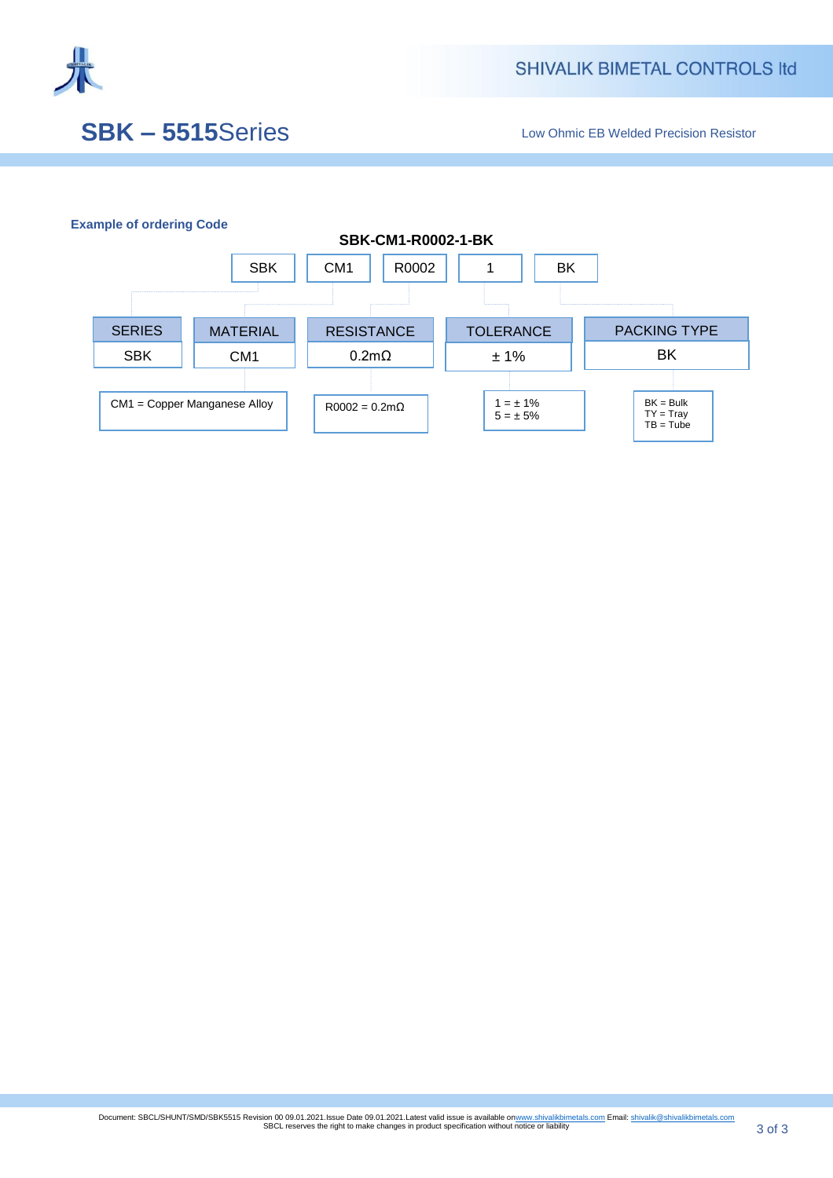# SBK – 5515Series

Low Ohmic EB Welded Precision Resistor

**Example of ordering Code**

**SBK-CM1-R0002-1-BK**

| SBK | CM1 | R0002 | 1 | BK |
|---|---|---|---|---|

| SERIES | MATERIAL | RESISTANCE | TOLERANCE | PACKING TYPE |
|---|---|---|---|---|
| SBK | CM1 | 0.2mΩ | ± 1% | BK |

CM1 = Copper Manganese Alloy

R0002 = 0.2mΩ

1 = ± 1%
5 = ± 5%

BK = Bulk
TY = Tray
TB = Tube

Document: SBCL/SHUNT/SMD/SBK5515 Revision 00 09.01.2021.Issue Date 09.01.2021.Latest valid issue is available on www.shivalikbimetals.com Email: shivalik@shivalikbimetals.com
SBCL reserves the right to make changes in product specification without notice or liability